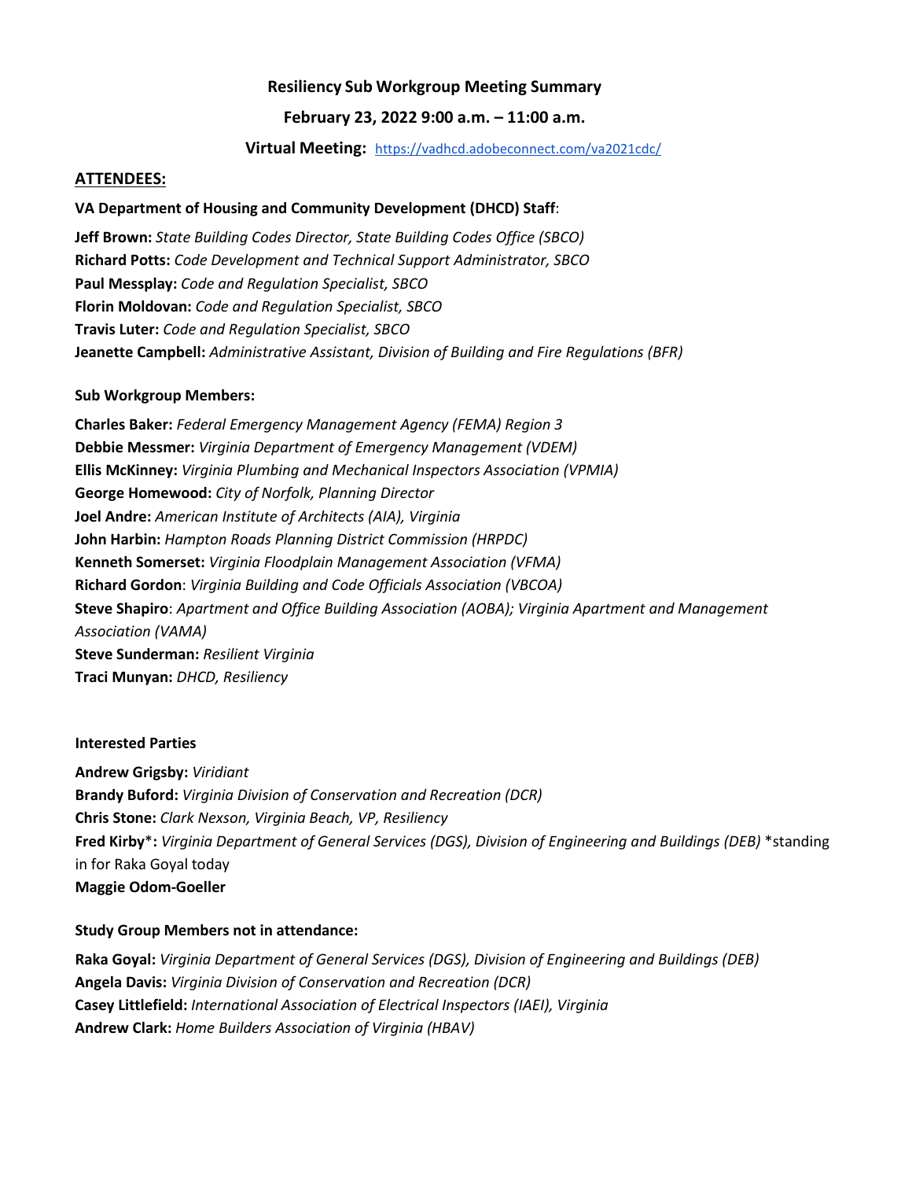# Resiliency Sub Workgroup Meeting Summary

## February 23, 2022 9:00 a.m. – 11:00 a.m.

**Virtual Meeting:** https://vadhcd.adobeconnect.com/va2021cdc/

## ATTENDEES:

**VA Department of Housing and Community Development (DHCD) Staff**:

**Jeff Brown:** *State Building Codes Director, State Building Codes Office (SBCO)*
**Richard Potts:** *Code Development and Technical Support Administrator, SBCO*
**Paul Messplay:** *Code and Regulation Specialist, SBCO*
**Florin Moldovan:** *Code and Regulation Specialist, SBCO*
**Travis Luter:** *Code and Regulation Specialist, SBCO*
**Jeanette Campbell:** *Administrative Assistant, Division of Building and Fire Regulations (BFR)*

**Sub Workgroup Members:**

**Charles Baker:** *Federal Emergency Management Agency (FEMA) Region 3*
**Debbie Messmer:** *Virginia Department of Emergency Management (VDEM)*
**Ellis McKinney:** *Virginia Plumbing and Mechanical Inspectors Association (VPMIA)*
**George Homewood:** *City of Norfolk, Planning Director*
**Joel Andre:** *American Institute of Architects (AIA), Virginia*
**John Harbin:** *Hampton Roads Planning District Commission (HRPDC)*
**Kenneth Somerset:** *Virginia Floodplain Management Association (VFMA)*
**Richard Gordon**: *Virginia Building and Code Officials Association (VBCOA)*
**Steve Shapiro**: *Apartment and Office Building Association (AOBA); Virginia Apartment and Management Association (VAMA)*
**Steve Sunderman:** *Resilient Virginia*
**Traci Munyan:** *DHCD, Resiliency*

**Interested Parties**

**Andrew Grigsby:** *Viridiant*
**Brandy Buford:** *Virginia Division of Conservation and Recreation (DCR)*
**Chris Stone:** *Clark Nexson, Virginia Beach, VP, Resiliency*
**Fred Kirby*:** *Virginia Department of General Services (DGS), Division of Engineering and Buildings (DEB)* *standing in for Raka Goyal today
**Maggie Odom-Goeller**

**Study Group Members not in attendance:**

**Raka Goyal:** *Virginia Department of General Services (DGS), Division of Engineering and Buildings (DEB)*
**Angela Davis:** *Virginia Division of Conservation and Recreation (DCR)*
**Casey Littlefield:** *International Association of Electrical Inspectors (IAEI), Virginia*
**Andrew Clark:** *Home Builders Association of Virginia (HBAV)*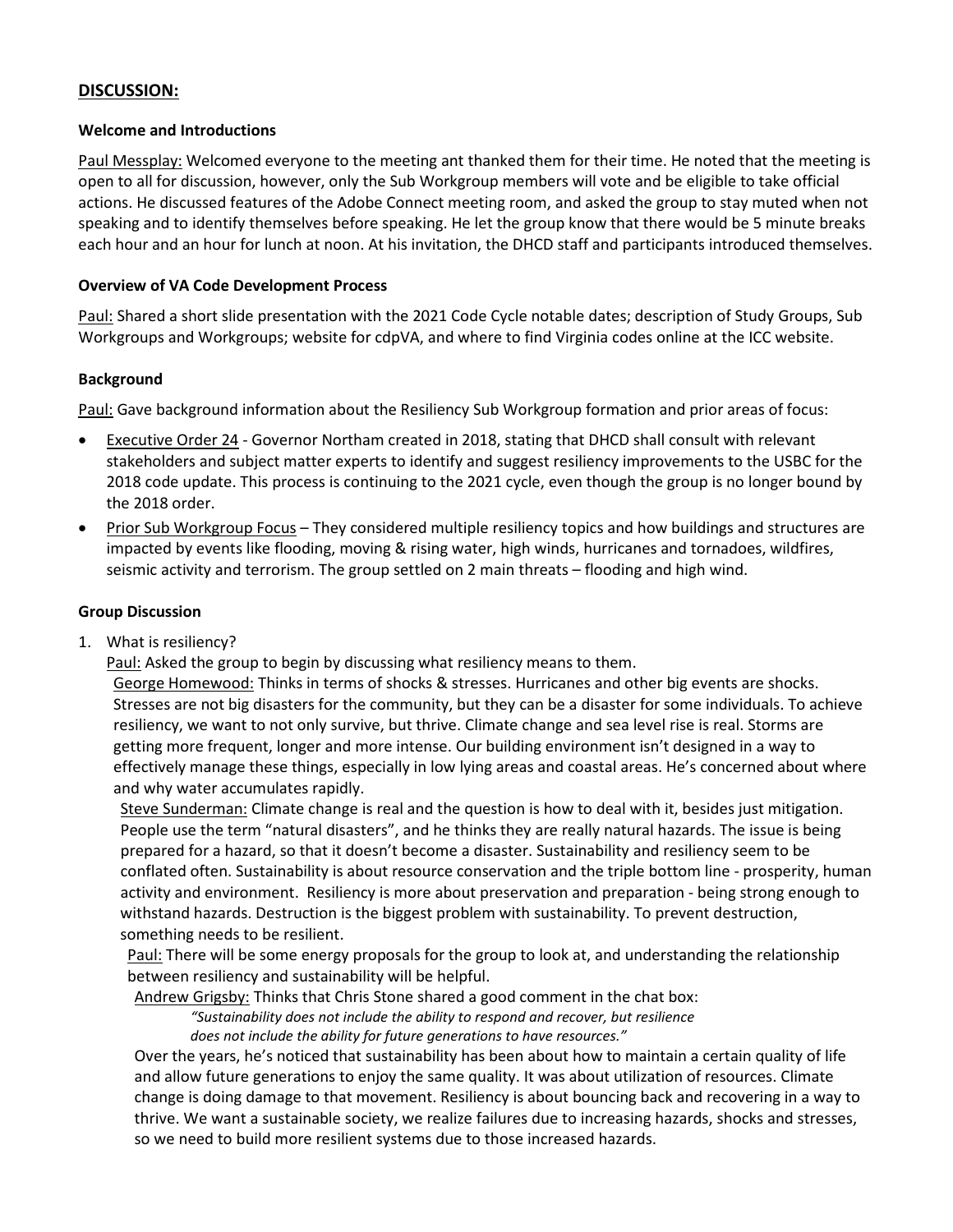## DISCUSSION:

### Welcome and Introductions

Paul Messplay: Welcomed everyone to the meeting ant thanked them for their time. He noted that the meeting is open to all for discussion, however, only the Sub Workgroup members will vote and be eligible to take official actions. He discussed features of the Adobe Connect meeting room, and asked the group to stay muted when not speaking and to identify themselves before speaking. He let the group know that there would be 5 minute breaks each hour and an hour for lunch at noon. At his invitation, the DHCD staff and participants introduced themselves.

### Overview of VA Code Development Process

Paul: Shared a short slide presentation with the 2021 Code Cycle notable dates; description of Study Groups, Sub Workgroups and Workgroups; website for cdpVA, and where to find Virginia codes online at the ICC website.

### Background

Paul: Gave background information about the Resiliency Sub Workgroup formation and prior areas of focus:

- Executive Order 24 - Governor Northam created in 2018, stating that DHCD shall consult with relevant stakeholders and subject matter experts to identify and suggest resiliency improvements to the USBC for the 2018 code update. This process is continuing to the 2021 cycle, even though the group is no longer bound by the 2018 order.
- Prior Sub Workgroup Focus – They considered multiple resiliency topics and how buildings and structures are impacted by events like flooding, moving & rising water, high winds, hurricanes and tornadoes, wildfires, seismic activity and terrorism. The group settled on 2 main threats – flooding and high wind.

### Group Discussion

1. What is resiliency?

   Paul: Asked the group to begin by discussing what resiliency means to them.

   George Homewood: Thinks in terms of shocks & stresses. Hurricanes and other big events are shocks. Stresses are not big disasters for the community, but they can be a disaster for some individuals. To achieve resiliency, we want to not only survive, but thrive. Climate change and sea level rise is real. Storms are getting more frequent, longer and more intense. Our building environment isn't designed in a way to effectively manage these things, especially in low lying areas and coastal areas. He's concerned about where and why water accumulates rapidly.

   Steve Sunderman: Climate change is real and the question is how to deal with it, besides just mitigation. People use the term "natural disasters", and he thinks they are really natural hazards. The issue is being prepared for a hazard, so that it doesn't become a disaster. Sustainability and resiliency seem to be conflated often. Sustainability is about resource conservation and the triple bottom line - prosperity, human activity and environment. Resiliency is more about preservation and preparation - being strong enough to withstand hazards. Destruction is the biggest problem with sustainability. To prevent destruction, something needs to be resilient.

   Paul: There will be some energy proposals for the group to look at, and understanding the relationship between resiliency and sustainability will be helpful.

   Andrew Grigsby: Thinks that Chris Stone shared a good comment in the chat box:

   > *"Sustainability does not include the ability to respond and recover, but resilience does not include the ability for future generations to have resources."*

   Over the years, he's noticed that sustainability has been about how to maintain a certain quality of life and allow future generations to enjoy the same quality. It was about utilization of resources. Climate change is doing damage to that movement. Resiliency is about bouncing back and recovering in a way to thrive. We want a sustainable society, we realize failures due to increasing hazards, shocks and stresses, so we need to build more resilient systems due to those increased hazards.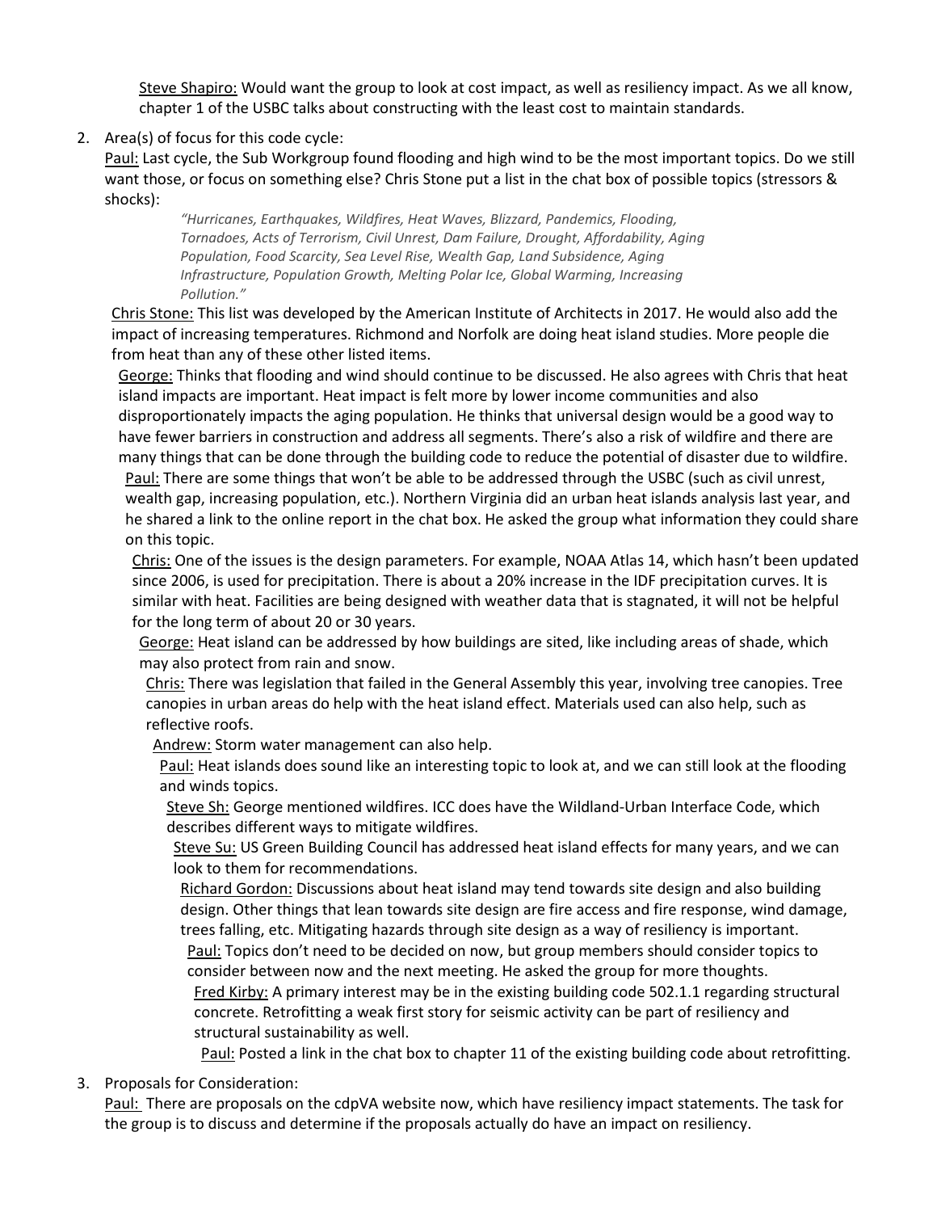Steve Shapiro: Would want the group to look at cost impact, as well as resiliency impact. As we all know, chapter 1 of the USBC talks about constructing with the least cost to maintain standards.

2. Area(s) of focus for this code cycle:

Paul: Last cycle, the Sub Workgroup found flooding and high wind to be the most important topics. Do we still want those, or focus on something else? Chris Stone put a list in the chat box of possible topics (stressors & shocks):

> *"Hurricanes, Earthquakes, Wildfires, Heat Waves, Blizzard, Pandemics, Flooding, Tornadoes, Acts of Terrorism, Civil Unrest, Dam Failure, Drought, Affordability, Aging Population, Food Scarcity, Sea Level Rise, Wealth Gap, Land Subsidence, Aging Infrastructure, Population Growth, Melting Polar Ice, Global Warming, Increasing Pollution."*

Chris Stone: This list was developed by the American Institute of Architects in 2017. He would also add the impact of increasing temperatures. Richmond and Norfolk are doing heat island studies. More people die from heat than any of these other listed items.

George: Thinks that flooding and wind should continue to be discussed. He also agrees with Chris that heat island impacts are important. Heat impact is felt more by lower income communities and also disproportionately impacts the aging population. He thinks that universal design would be a good way to have fewer barriers in construction and address all segments. There's also a risk of wildfire and there are many things that can be done through the building code to reduce the potential of disaster due to wildfire.

Paul: There are some things that won't be able to be addressed through the USBC (such as civil unrest, wealth gap, increasing population, etc.). Northern Virginia did an urban heat islands analysis last year, and he shared a link to the online report in the chat box. He asked the group what information they could share on this topic.

Chris: One of the issues is the design parameters. For example, NOAA Atlas 14, which hasn't been updated since 2006, is used for precipitation. There is about a 20% increase in the IDF precipitation curves. It is similar with heat. Facilities are being designed with weather data that is stagnated, it will not be helpful for the long term of about 20 or 30 years.

George: Heat island can be addressed by how buildings are sited, like including areas of shade, which may also protect from rain and snow.

Chris: There was legislation that failed in the General Assembly this year, involving tree canopies. Tree canopies in urban areas do help with the heat island effect. Materials used can also help, such as reflective roofs.

Andrew: Storm water management can also help.

Paul: Heat islands does sound like an interesting topic to look at, and we can still look at the flooding and winds topics.

Steve Sh: George mentioned wildfires. ICC does have the Wildland-Urban Interface Code, which describes different ways to mitigate wildfires.

Steve Su: US Green Building Council has addressed heat island effects for many years, and we can look to them for recommendations.

Richard Gordon: Discussions about heat island may tend towards site design and also building design. Other things that lean towards site design are fire access and fire response, wind damage, trees falling, etc. Mitigating hazards through site design as a way of resiliency is important.

Paul: Topics don't need to be decided on now, but group members should consider topics to consider between now and the next meeting. He asked the group for more thoughts.

Fred Kirby: A primary interest may be in the existing building code 502.1.1 regarding structural concrete. Retrofitting a weak first story for seismic activity can be part of resiliency and structural sustainability as well.

Paul: Posted a link in the chat box to chapter 11 of the existing building code about retrofitting.

3. Proposals for Consideration:

Paul: There are proposals on the cdpVA website now, which have resiliency impact statements. The task for the group is to discuss and determine if the proposals actually do have an impact on resiliency.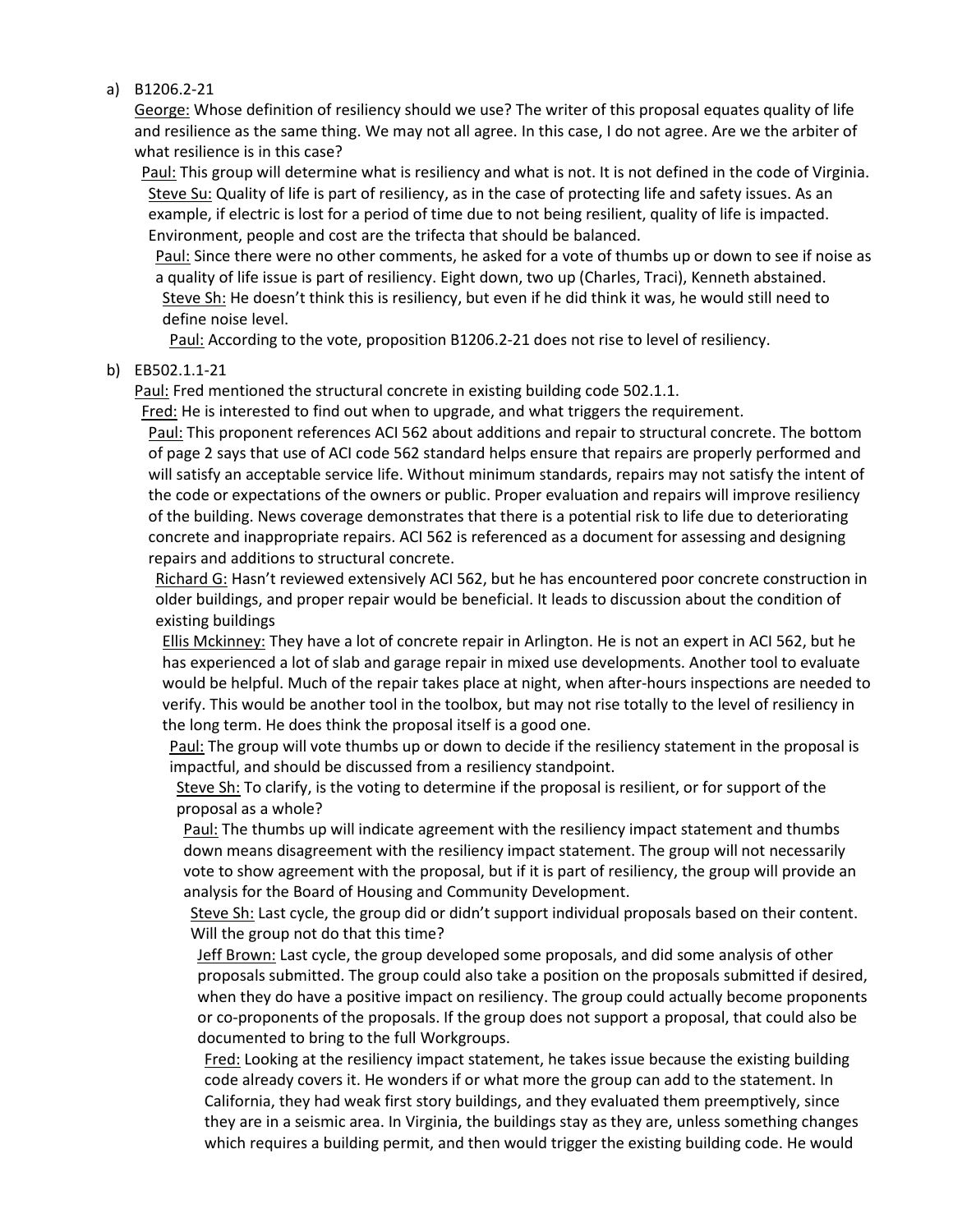a) B1206.2-21

<u>George:</u> Whose definition of resiliency should we use? The writer of this proposal equates quality of life and resilience as the same thing. We may not all agree. In this case, I do not agree. Are we the arbiter of what resilience is in this case?

<u>Paul:</u> This group will determine what is resiliency and what is not. It is not defined in the code of Virginia.

<u>Steve Su:</u> Quality of life is part of resiliency, as in the case of protecting life and safety issues. As an example, if electric is lost for a period of time due to not being resilient, quality of life is impacted. Environment, people and cost are the trifecta that should be balanced.

<u>Paul:</u> Since there were no other comments, he asked for a vote of thumbs up or down to see if noise as a quality of life issue is part of resiliency. Eight down, two up (Charles, Traci), Kenneth abstained.

<u>Steve Sh:</u> He doesn't think this is resiliency, but even if he did think it was, he would still need to define noise level.

<u>Paul:</u> According to the vote, proposition B1206.2-21 does not rise to level of resiliency.

b) EB502.1.1-21

<u>Paul:</u> Fred mentioned the structural concrete in existing building code 502.1.1.

<u>Fred:</u> He is interested to find out when to upgrade, and what triggers the requirement.

<u>Paul:</u> This proponent references ACI 562 about additions and repair to structural concrete. The bottom of page 2 says that use of ACI code 562 standard helps ensure that repairs are properly performed and will satisfy an acceptable service life. Without minimum standards, repairs may not satisfy the intent of the code or expectations of the owners or public. Proper evaluation and repairs will improve resiliency of the building. News coverage demonstrates that there is a potential risk to life due to deteriorating concrete and inappropriate repairs. ACI 562 is referenced as a document for assessing and designing repairs and additions to structural concrete.

<u>Richard G:</u> Hasn't reviewed extensively ACI 562, but he has encountered poor concrete construction in older buildings, and proper repair would be beneficial. It leads to discussion about the condition of existing buildings

<u>Ellis Mckinney:</u> They have a lot of concrete repair in Arlington. He is not an expert in ACI 562, but he has experienced a lot of slab and garage repair in mixed use developments. Another tool to evaluate would be helpful. Much of the repair takes place at night, when after-hours inspections are needed to verify. This would be another tool in the toolbox, but may not rise totally to the level of resiliency in the long term. He does think the proposal itself is a good one.

<u>Paul:</u> The group will vote thumbs up or down to decide if the resiliency statement in the proposal is impactful, and should be discussed from a resiliency standpoint.

<u>Steve Sh:</u> To clarify, is the voting to determine if the proposal is resilient, or for support of the proposal as a whole?

<u>Paul:</u> The thumbs up will indicate agreement with the resiliency impact statement and thumbs down means disagreement with the resiliency impact statement. The group will not necessarily vote to show agreement with the proposal, but if it is part of resiliency, the group will provide an analysis for the Board of Housing and Community Development.

<u>Steve Sh:</u> Last cycle, the group did or didn't support individual proposals based on their content. Will the group not do that this time?

<u>Jeff Brown:</u> Last cycle, the group developed some proposals, and did some analysis of other proposals submitted. The group could also take a position on the proposals submitted if desired, when they do have a positive impact on resiliency. The group could actually become proponents or co-proponents of the proposals. If the group does not support a proposal, that could also be documented to bring to the full Workgroups.

<u>Fred:</u> Looking at the resiliency impact statement, he takes issue because the existing building code already covers it. He wonders if or what more the group can add to the statement. In California, they had weak first story buildings, and they evaluated them preemptively, since they are in a seismic area. In Virginia, the buildings stay as they are, unless something changes which requires a building permit, and then would trigger the existing building code. He would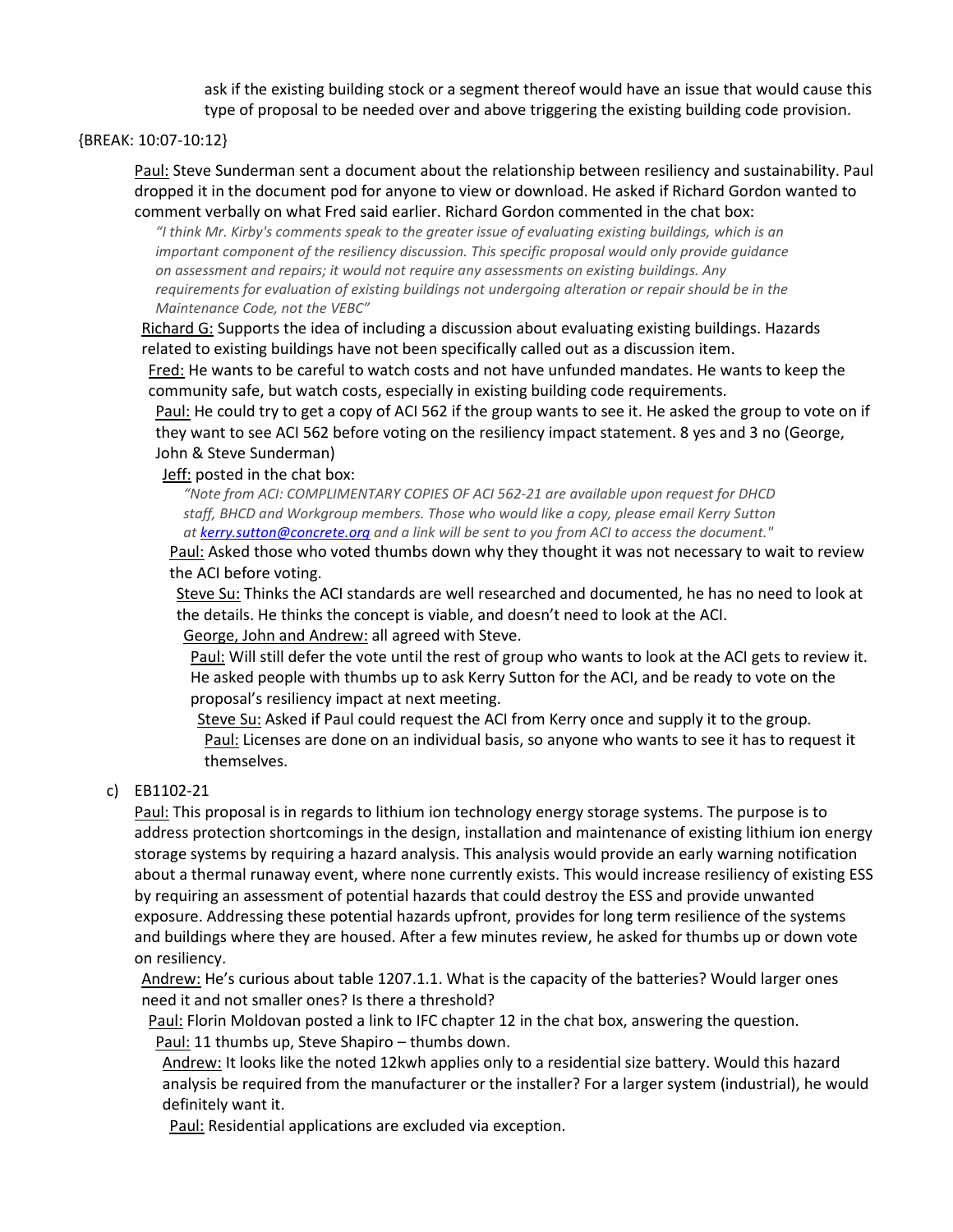ask if the existing building stock or a segment thereof would have an issue that would cause this type of proposal to be needed over and above triggering the existing building code provision.

{BREAK: 10:07-10:12}

Paul: Steve Sunderman sent a document about the relationship between resiliency and sustainability. Paul dropped it in the document pod for anyone to view or download. He asked if Richard Gordon wanted to comment verbally on what Fred said earlier. Richard Gordon commented in the chat box:

*"I think Mr. Kirby's comments speak to the greater issue of evaluating existing buildings, which is an important component of the resiliency discussion. This specific proposal would only provide guidance on assessment and repairs; it would not require any assessments on existing buildings. Any requirements for evaluation of existing buildings not undergoing alteration or repair should be in the Maintenance Code, not the VEBC"*

Richard G: Supports the idea of including a discussion about evaluating existing buildings. Hazards related to existing buildings have not been specifically called out as a discussion item.

Fred: He wants to be careful to watch costs and not have unfunded mandates. He wants to keep the community safe, but watch costs, especially in existing building code requirements.

Paul: He could try to get a copy of ACI 562 if the group wants to see it. He asked the group to vote on if they want to see ACI 562 before voting on the resiliency impact statement. 8 yes and 3 no (George, John & Steve Sunderman)

Jeff: posted in the chat box:

*"Note from ACI: COMPLIMENTARY COPIES OF ACI 562-21 are available upon request for DHCD staff, BHCD and Workgroup members. Those who would like a copy, please email Kerry Sutton at kerry.sutton@concrete.org and a link will be sent to you from ACI to access the document."*

Paul: Asked those who voted thumbs down why they thought it was not necessary to wait to review the ACI before voting.

Steve Su: Thinks the ACI standards are well researched and documented, he has no need to look at the details. He thinks the concept is viable, and doesn't need to look at the ACI.

George, John and Andrew: all agreed with Steve.

Paul: Will still defer the vote until the rest of group who wants to look at the ACI gets to review it. He asked people with thumbs up to ask Kerry Sutton for the ACI, and be ready to vote on the proposal's resiliency impact at next meeting.

Steve Su: Asked if Paul could request the ACI from Kerry once and supply it to the group.

Paul: Licenses are done on an individual basis, so anyone who wants to see it has to request it themselves.

c) EB1102-21

Paul: This proposal is in regards to lithium ion technology energy storage systems. The purpose is to address protection shortcomings in the design, installation and maintenance of existing lithium ion energy storage systems by requiring a hazard analysis. This analysis would provide an early warning notification about a thermal runaway event, where none currently exists. This would increase resiliency of existing ESS by requiring an assessment of potential hazards that could destroy the ESS and provide unwanted exposure. Addressing these potential hazards upfront, provides for long term resilience of the systems and buildings where they are housed. After a few minutes review, he asked for thumbs up or down vote on resiliency.

Andrew: He's curious about table 1207.1.1. What is the capacity of the batteries? Would larger ones need it and not smaller ones? Is there a threshold?

Paul: Florin Moldovan posted a link to IFC chapter 12 in the chat box, answering the question.

Paul: 11 thumbs up, Steve Shapiro – thumbs down.

Andrew: It looks like the noted 12kwh applies only to a residential size battery. Would this hazard analysis be required from the manufacturer or the installer? For a larger system (industrial), he would definitely want it.

Paul: Residential applications are excluded via exception.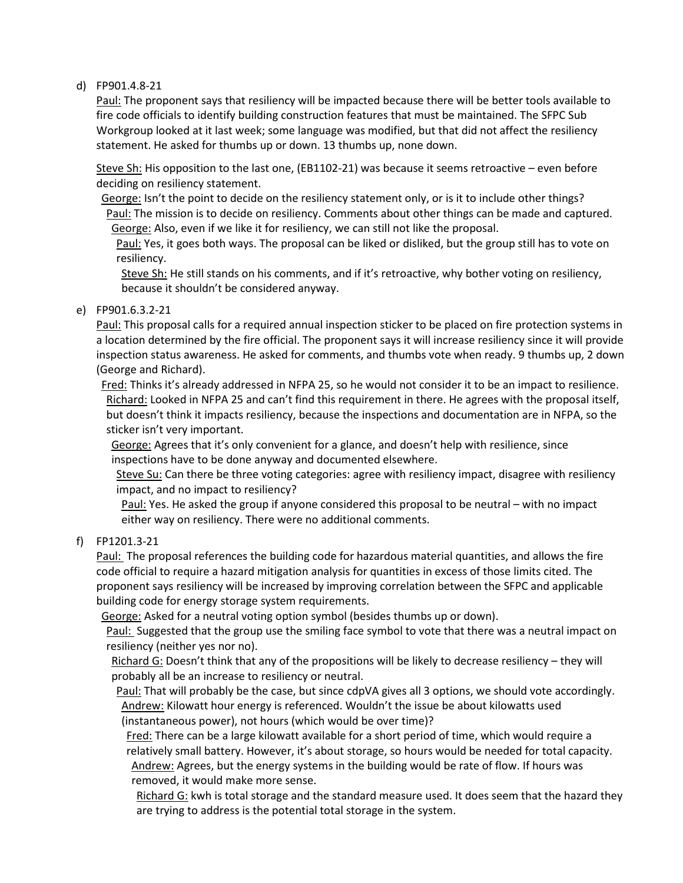d) FP901.4.8-21

Paul: The proponent says that resiliency will be impacted because there will be better tools available to fire code officials to identify building construction features that must be maintained. The SFPC Sub Workgroup looked at it last week; some language was modified, but that did not affect the resiliency statement. He asked for thumbs up or down. 13 thumbs up, none down.

Steve Sh: His opposition to the last one, (EB1102-21) was because it seems retroactive – even before deciding on resiliency statement.

George: Isn't the point to decide on the resiliency statement only, or is it to include other things?

Paul: The mission is to decide on resiliency. Comments about other things can be made and captured.

George: Also, even if we like it for resiliency, we can still not like the proposal.

Paul: Yes, it goes both ways. The proposal can be liked or disliked, but the group still has to vote on resiliency.

Steve Sh: He still stands on his comments, and if it's retroactive, why bother voting on resiliency, because it shouldn't be considered anyway.

e) FP901.6.3.2-21

Paul: This proposal calls for a required annual inspection sticker to be placed on fire protection systems in a location determined by the fire official. The proponent says it will increase resiliency since it will provide inspection status awareness. He asked for comments, and thumbs vote when ready. 9 thumbs up, 2 down (George and Richard).

Fred: Thinks it's already addressed in NFPA 25, so he would not consider it to be an impact to resilience.

Richard: Looked in NFPA 25 and can't find this requirement in there. He agrees with the proposal itself, but doesn't think it impacts resiliency, because the inspections and documentation are in NFPA, so the sticker isn't very important.

George: Agrees that it's only convenient for a glance, and doesn't help with resilience, since inspections have to be done anyway and documented elsewhere.

Steve Su: Can there be three voting categories: agree with resiliency impact, disagree with resiliency impact, and no impact to resiliency?

Paul: Yes. He asked the group if anyone considered this proposal to be neutral – with no impact either way on resiliency. There were no additional comments.

f) FP1201.3-21

Paul: The proposal references the building code for hazardous material quantities, and allows the fire code official to require a hazard mitigation analysis for quantities in excess of those limits cited. The proponent says resiliency will be increased by improving correlation between the SFPC and applicable building code for energy storage system requirements.

George: Asked for a neutral voting option symbol (besides thumbs up or down).

Paul: Suggested that the group use the smiling face symbol to vote that there was a neutral impact on resiliency (neither yes nor no).

Richard G: Doesn't think that any of the propositions will be likely to decrease resiliency – they will probably all be an increase to resiliency or neutral.

Paul: That will probably be the case, but since cdpVA gives all 3 options, we should vote accordingly.

Andrew: Kilowatt hour energy is referenced. Wouldn't the issue be about kilowatts used (instantaneous power), not hours (which would be over time)?

Fred: There can be a large kilowatt available for a short period of time, which would require a relatively small battery. However, it's about storage, so hours would be needed for total capacity.

Andrew: Agrees, but the energy systems in the building would be rate of flow. If hours was removed, it would make more sense.

Richard G: kwh is total storage and the standard measure used. It does seem that the hazard they are trying to address is the potential total storage in the system.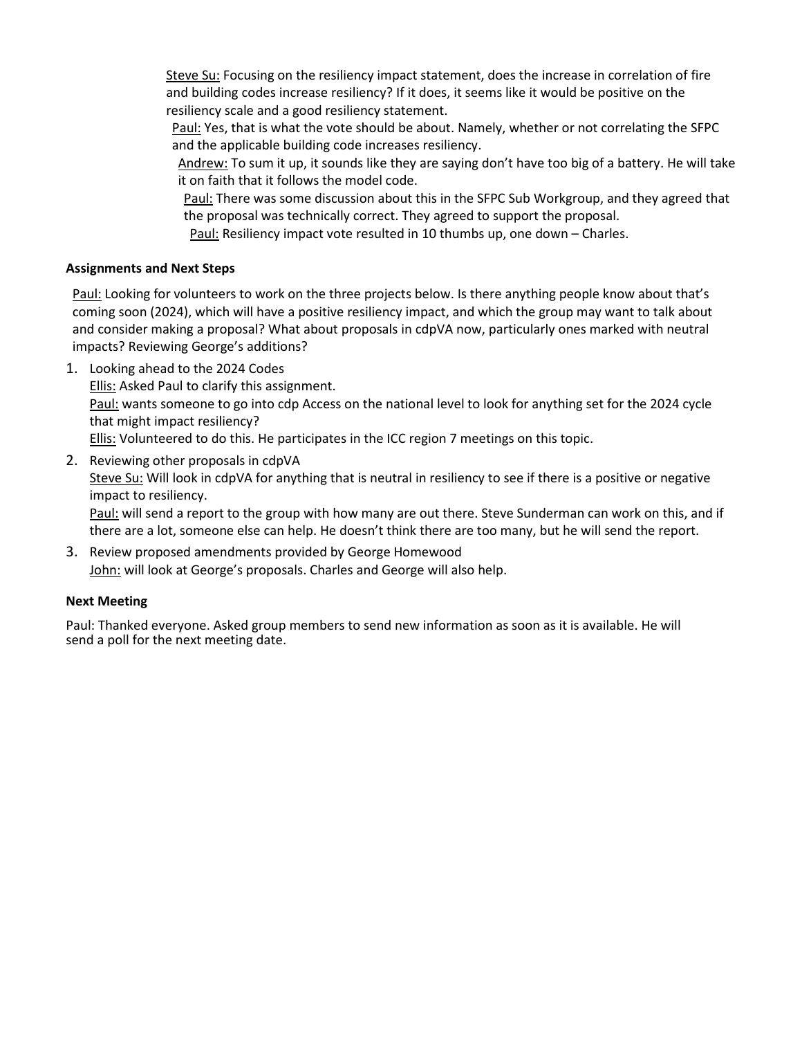Steve Su: Focusing on the resiliency impact statement, does the increase in correlation of fire and building codes increase resiliency? If it does, it seems like it would be positive on the resiliency scale and a good resiliency statement.

Paul: Yes, that is what the vote should be about. Namely, whether or not correlating the SFPC and the applicable building code increases resiliency.

Andrew: To sum it up, it sounds like they are saying don't have too big of a battery. He will take it on faith that it follows the model code.

Paul: There was some discussion about this in the SFPC Sub Workgroup, and they agreed that the proposal was technically correct. They agreed to support the proposal.

Paul: Resiliency impact vote resulted in 10 thumbs up, one down – Charles.

**Assignments and Next Steps**

Paul: Looking for volunteers to work on the three projects below. Is there anything people know about that's coming soon (2024), which will have a positive resiliency impact, and which the group may want to talk about and consider making a proposal? What about proposals in cdpVA now, particularly ones marked with neutral impacts? Reviewing George's additions?

1. Looking ahead to the 2024 Codes
   Ellis: Asked Paul to clarify this assignment.
   Paul: wants someone to go into cdp Access on the national level to look for anything set for the 2024 cycle that might impact resiliency?
   Ellis: Volunteered to do this. He participates in the ICC region 7 meetings on this topic.
2. Reviewing other proposals in cdpVA
   Steve Su: Will look in cdpVA for anything that is neutral in resiliency to see if there is a positive or negative impact to resiliency.
   Paul: will send a report to the group with how many are out there. Steve Sunderman can work on this, and if there are a lot, someone else can help. He doesn't think there are too many, but he will send the report.
3. Review proposed amendments provided by George Homewood
   John: will look at George's proposals. Charles and George will also help.

**Next Meeting**

Paul: Thanked everyone. Asked group members to send new information as soon as it is available. He will send a poll for the next meeting date.